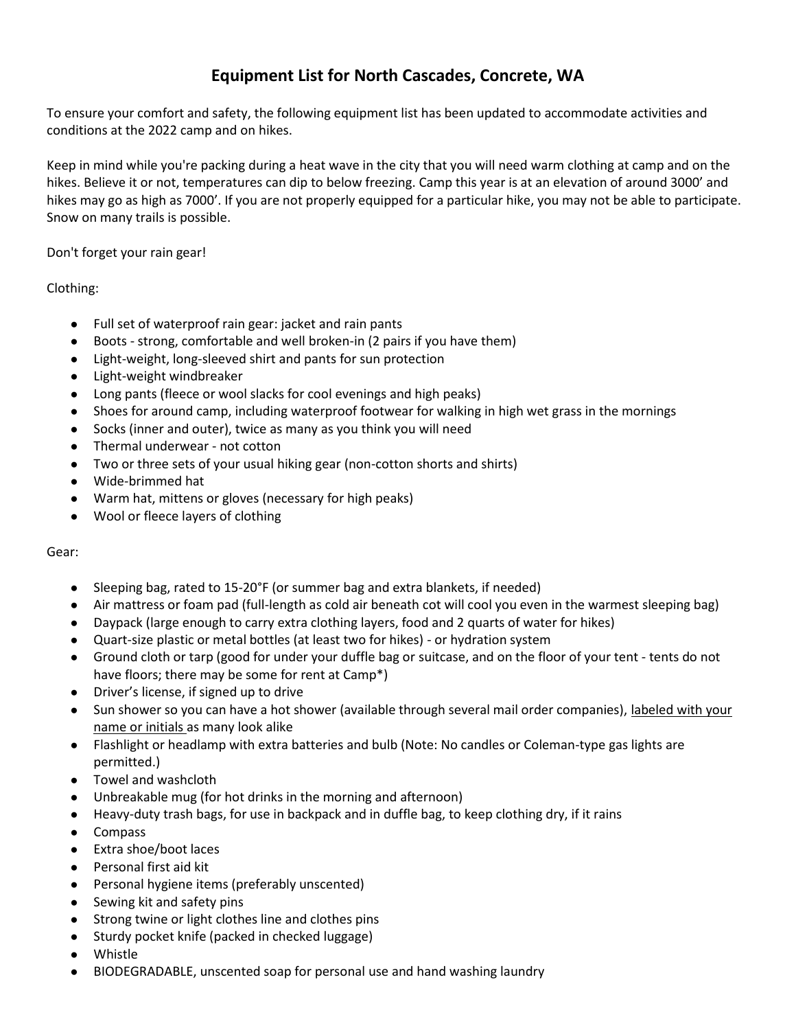# Equipment List for North Cascades, Concrete, WA

To ensure your comfort and safety, the following equipment list has been updated to accommodate activities and conditions at the 2022 camp and on hikes.

Keep in mind while you're packing during a heat wave in the city that you will need warm clothing at camp and on the hikes. Believe it or not, temperatures can dip to below freezing. Camp this year is at an elevation of around 3000' and hikes may go as high as 7000'. If you are not properly equipped for a particular hike, you may not be able to participate. Snow on many trails is possible.

Don't forget your rain gear!

Clothing:

- Full set of waterproof rain gear: jacket and rain pants
- Boots - strong, comfortable and well broken-in (2 pairs if you have them)
- Light-weight, long-sleeved shirt and pants for sun protection
- Light-weight windbreaker
- Long pants (fleece or wool slacks for cool evenings and high peaks)
- Shoes for around camp, including waterproof footwear for walking in high wet grass in the mornings
- Socks (inner and outer), twice as many as you think you will need
- Thermal underwear - not cotton
- Two or three sets of your usual hiking gear (non-cotton shorts and shirts)
- Wide-brimmed hat
- Warm hat, mittens or gloves (necessary for high peaks)
- Wool or fleece layers of clothing

Gear:

- Sleeping bag, rated to 15-20°F (or summer bag and extra blankets, if needed)
- Air mattress or foam pad (full-length as cold air beneath cot will cool you even in the warmest sleeping bag)
- Daypack (large enough to carry extra clothing layers, food and 2 quarts of water for hikes)
- Quart-size plastic or metal bottles (at least two for hikes) - or hydration system
- Ground cloth or tarp (good for under your duffle bag or suitcase, and on the floor of your tent - tents do not have floors; there may be some for rent at Camp*)
- Driver's license, if signed up to drive
- Sun shower so you can have a hot shower (available through several mail order companies), labeled with your name or initials as many look alike
- Flashlight or headlamp with extra batteries and bulb (Note: No candles or Coleman-type gas lights are permitted.)
- Towel and washcloth
- Unbreakable mug (for hot drinks in the morning and afternoon)
- Heavy-duty trash bags, for use in backpack and in duffle bag, to keep clothing dry, if it rains
- Compass
- Extra shoe/boot laces
- Personal first aid kit
- Personal hygiene items (preferably unscented)
- Sewing kit and safety pins
- Strong twine or light clothes line and clothes pins
- Sturdy pocket knife (packed in checked luggage)
- Whistle
- BIODEGRADABLE, unscented soap for personal use and hand washing laundry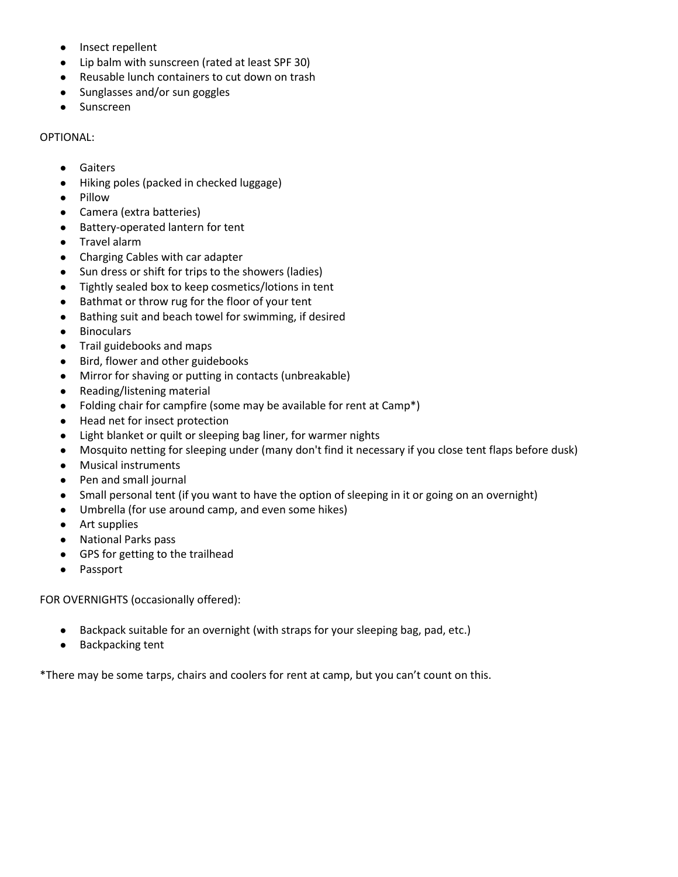- Insect repellent
- Lip balm with sunscreen (rated at least SPF 30)
- Reusable lunch containers to cut down on trash
- Sunglasses and/or sun goggles
- Sunscreen

OPTIONAL:

- Gaiters
- Hiking poles (packed in checked luggage)
- Pillow
- Camera (extra batteries)
- Battery-operated lantern for tent
- Travel alarm
- Charging Cables with car adapter
- Sun dress or shift for trips to the showers (ladies)
- Tightly sealed box to keep cosmetics/lotions in tent
- Bathmat or throw rug for the floor of your tent
- Bathing suit and beach towel for swimming, if desired
- Binoculars
- Trail guidebooks and maps
- Bird, flower and other guidebooks
- Mirror for shaving or putting in contacts (unbreakable)
- Reading/listening material
- Folding chair for campfire (some may be available for rent at Camp*)
- Head net for insect protection
- Light blanket or quilt or sleeping bag liner, for warmer nights
- Mosquito netting for sleeping under (many don't find it necessary if you close tent flaps before dusk)
- Musical instruments
- Pen and small journal
- Small personal tent (if you want to have the option of sleeping in it or going on an overnight)
- Umbrella (for use around camp, and even some hikes)
- Art supplies
- National Parks pass
- GPS for getting to the trailhead
- Passport

FOR OVERNIGHTS (occasionally offered):

- Backpack suitable for an overnight (with straps for your sleeping bag, pad, etc.)
- Backpacking tent

*There may be some tarps, chairs and coolers for rent at camp, but you can't count on this.